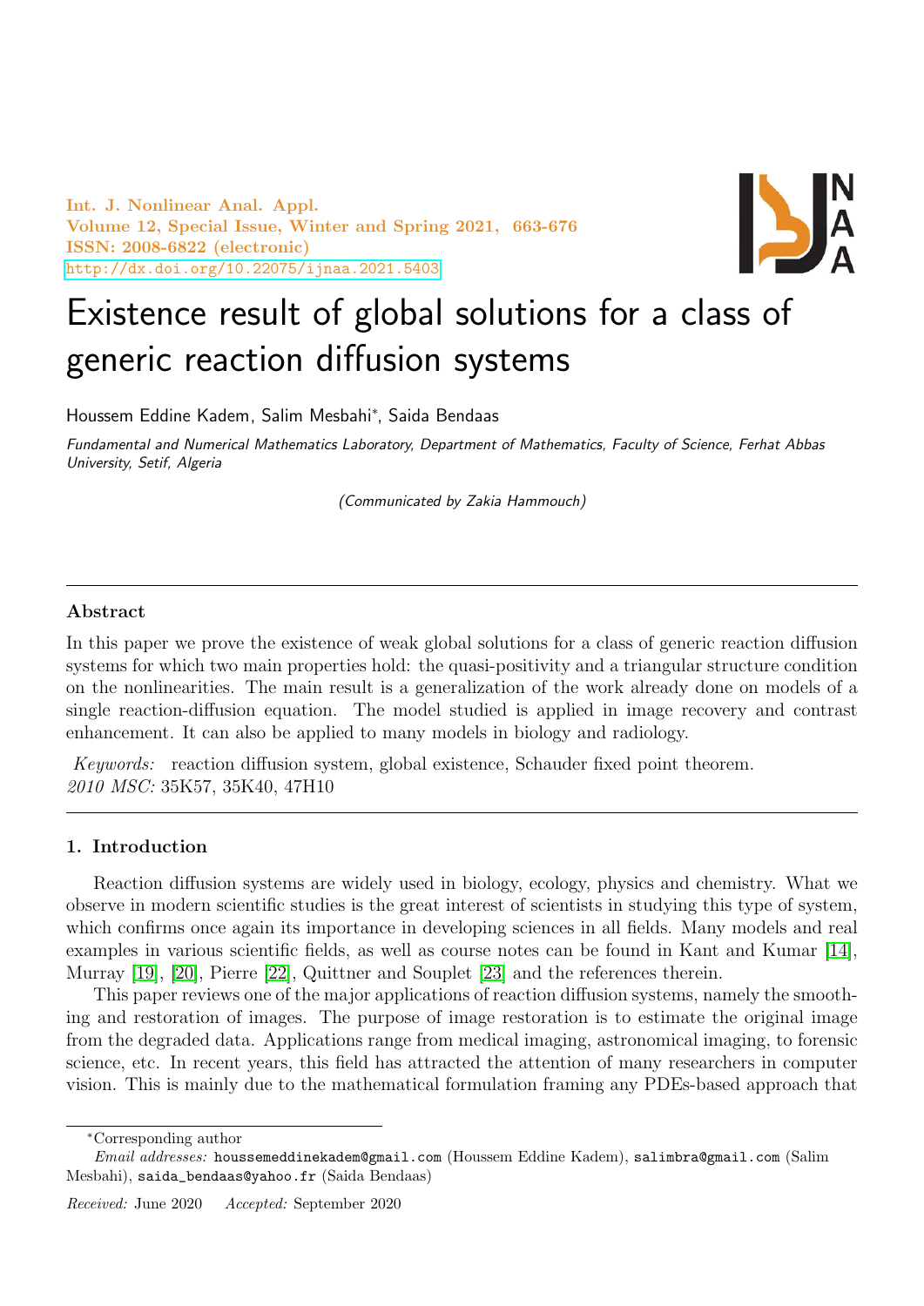Int. J. Nonlinear Anal. Appl.
Volume 12, Special Issue, Winter and Spring 2021, 663-676
ISSN: 2008-6822 (electronic)
http://dx.doi.org/10.22075/ijnaa.2021.5403

# Existence result of global solutions for a class of generic reaction diffusion systems

Houssem Eddine Kadem, Salim Mesbahi*, Saida Bendaas

*Fundamental and Numerical Mathematics Laboratory, Department of Mathematics, Faculty of Science, Ferhat Abbas University, Setif, Algeria*

*(Communicated by Zakia Hammouch)*

---

## Abstract

In this paper we prove the existence of weak global solutions for a class of generic reaction diffusion systems for which two main properties hold: the quasi-positivity and a triangular structure condition on the nonlinearities. The main result is a generalization of the work already done on models of a single reaction-diffusion equation. The model studied is applied in image recovery and contrast enhancement. It can also be applied to many models in biology and radiology.

*Keywords:* reaction diffusion system, global existence, Schauder fixed point theorem.
*2010 MSC:* 35K57, 35K40, 47H10

---

## 1. Introduction

Reaction diffusion systems are widely used in biology, ecology, physics and chemistry. What we observe in modern scientific studies is the great interest of scientists in studying this type of system, which confirms once again its importance in developing sciences in all fields. Many models and real examples in various scientific fields, as well as course notes can be found in Kant and Kumar [14], Murray [19], [20], Pierre [22], Quittner and Souplet [23] and the references therein.

This paper reviews one of the major applications of reaction diffusion systems, namely the smoothing and restoration of images. The purpose of image restoration is to estimate the original image from the degraded data. Applications range from medical imaging, astronomical imaging, to forensic science, etc. In recent years, this field has attracted the attention of many researchers in computer vision. This is mainly due to the mathematical formulation framing any PDEs-based approach that

---

*Corresponding author

*Email addresses:* houssemeddinekadem@gmail.com (Houssem Eddine Kadem), salimbra@gmail.com (Salim Mesbahi), saida_bendaas@yahoo.fr (Saida Bendaas)

*Received:* June 2020 *Accepted:* September 2020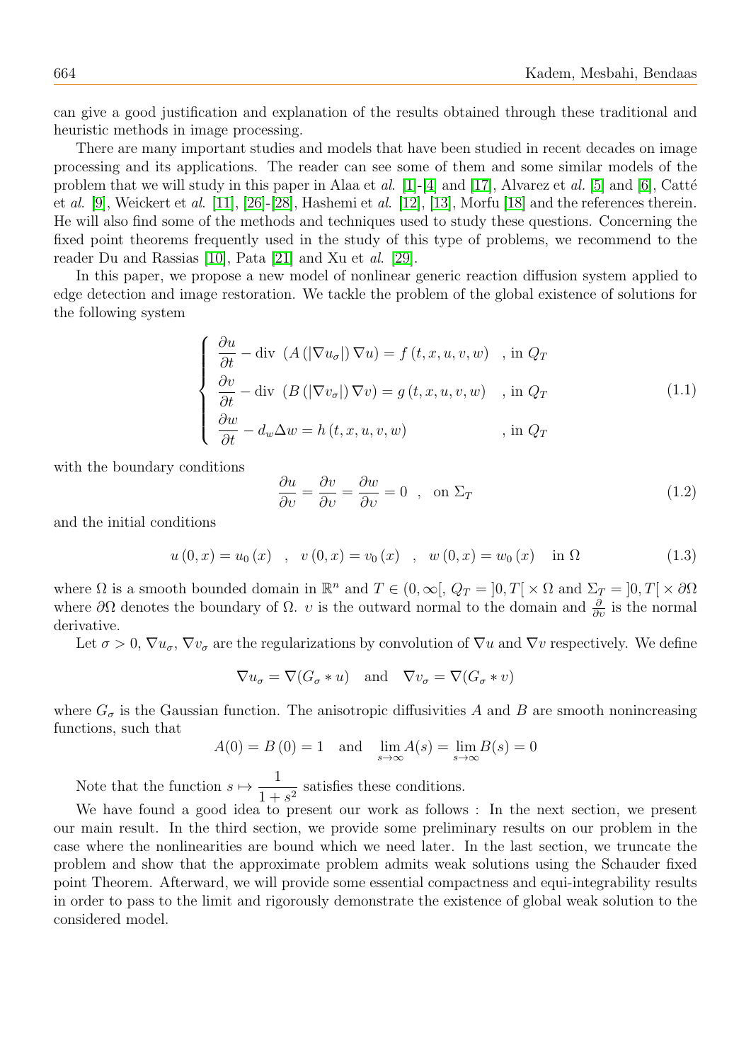can give a good justification and explanation of the results obtained through these traditional and heuristic methods in image processing.

There are many important studies and models that have been studied in recent decades on image processing and its applications. The reader can see some of them and some similar models of the problem that we will study in this paper in Alaa et *al.* [1]-[4] and [17], Alvarez et *al.* [5] and [6], Catté et *al.* [9], Weickert et *al.* [11], [26]-[28], Hashemi et *al.* [12], [13], Morfu [18] and the references therein. He will also find some of the methods and techniques used to study these questions. Concerning the fixed point theorems frequently used in the study of this type of problems, we recommend to the reader Du and Rassias [10], Pata [21] and Xu et *al.* [29].

In this paper, we propose a new model of nonlinear generic reaction diffusion system applied to edge detection and image restoration. We tackle the problem of the global existence of solutions for the following system

$$
\begin{cases}
\dfrac{\partial u}{\partial t} - \operatorname{div}\ \left(A\left(\left|\nabla u_\sigma\right|\right)\nabla u\right) = f\left(t,x,u,v,w\right) & \text{, in } Q_T \\
\dfrac{\partial v}{\partial t} - \operatorname{div}\ \left(B\left(\left|\nabla v_\sigma\right|\right)\nabla v\right) = g\left(t,x,u,v,w\right) & \text{, in } Q_T \\
\dfrac{\partial w}{\partial t} - d_w \Delta w = h\left(t,x,u,v,w\right) & \text{, in } Q_T
\end{cases}
\tag{1.1}
$$

with the boundary conditions

$$
\frac{\partial u}{\partial \upsilon} = \frac{\partial v}{\partial \upsilon} = \frac{\partial w}{\partial \upsilon} = 0 \quad , \quad \text{on } \Sigma_T \tag{1.2}
$$

and the initial conditions

$$
u\left(0,x\right) = u_0\left(x\right) \quad , \quad v\left(0,x\right) = v_0\left(x\right) \quad , \quad w\left(0,x\right) = w_0\left(x\right) \quad \text{in } \Omega \tag{1.3}
$$

where $\Omega$ is a smooth bounded domain in $\mathbb{R}^n$ and $T \in (0,\infty[$, $Q_T = ]0,T[\times\Omega$ and $\Sigma_T = ]0,T[\times\partial\Omega$ where $\partial\Omega$ denotes the boundary of $\Omega$. $\upsilon$ is the outward normal to the domain and $\frac{\partial}{\partial \upsilon}$ is the normal derivative.

Let $\sigma > 0$, $\nabla u_\sigma$, $\nabla v_\sigma$ are the regularizations by convolution of $\nabla u$ and $\nabla v$ respectively. We define

$$
\nabla u_\sigma = \nabla(G_\sigma * u) \quad \text{and} \quad \nabla v_\sigma = \nabla(G_\sigma * v)
$$

where $G_\sigma$ is the Gaussian function. The anisotropic diffusivities $A$ and $B$ are smooth nonincreasing functions, such that

$$
A(0) = B\left(0\right) = 1 \quad \text{and} \quad \lim_{s\to\infty} A(s) = \lim_{s\to\infty} B(s) = 0
$$

Note that the function $s \mapsto \dfrac{1}{1+s^2}$ satisfies these conditions.

We have found a good idea to present our work as follows : In the next section, we present our main result. In the third section, we provide some preliminary results on our problem in the case where the nonlinearities are bound which we need later. In the last section, we truncate the problem and show that the approximate problem admits weak solutions using the Schauder fixed point Theorem. Afterward, we will provide some essential compactness and equi-integrability results in order to pass to the limit and rigorously demonstrate the existence of global weak solution to the considered model.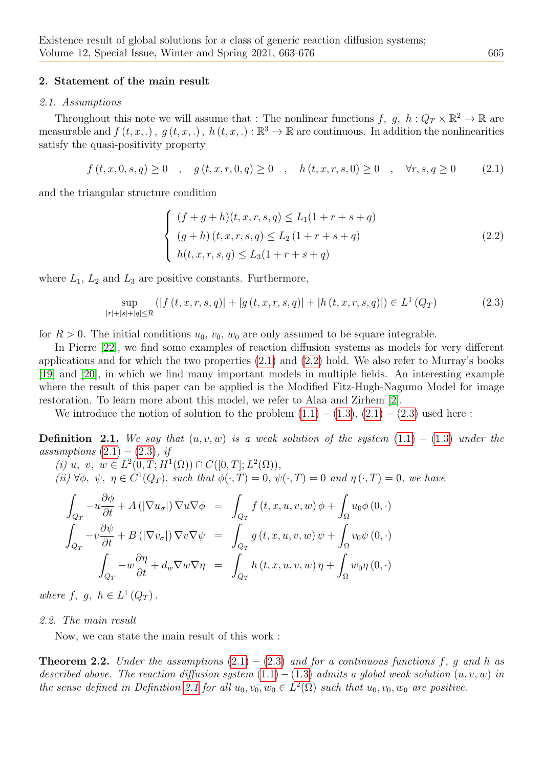## 2. Statement of the main result

### 2.1. Assumptions

Throughout this note we will assume that : The nonlinear functions $f,\ g,\ h : Q_T \times \mathbb{R}^2 \to \mathbb{R}$ are measurable and $f(t,x,.),\ g(t,x,.),\ h(t,x,.) : \mathbb{R}^3 \to \mathbb{R}$ are continuous. In addition the nonlinearities satisfy the quasi-positivity property

$$f(t,x,0,s,q) \geq 0 \quad , \quad g(t,x,r,0,q) \geq 0 \quad , \quad h(t,x,r,s,0) \geq 0 \quad , \quad \forall r,s,q \geq 0 \tag{2.1}$$

and the triangular structure condition

$$\begin{cases} (f+g+h)(t,x,r,s,q) \leq L_1(1+r+s+q) \\ (g+h)(t,x,r,s,q) \leq L_2(1+r+s+q) \\ h(t,x,r,s,q) \leq L_3(1+r+s+q) \end{cases} \tag{2.2}$$

where $L_1$, $L_2$ and $L_3$ are positive constants. Furthermore,

$$\sup_{|r|+|s|+|q| \leq R} \left( |f(t,x,r,s,q)| + |g(t,x,r,s,q)| + |h(t,x,r,s,q)| \right) \in L^1(Q_T) \tag{2.3}$$

for $R > 0$. The initial conditions $u_0$, $v_0$, $w_0$ are only assumed to be square integrable.

In Pierre [22], we find some examples of reaction diffusion systems as models for very different applications and for which the two properties (2.1) and (2.2) hold. We also refer to Murray's books [19] and [20], in which we find many important models in multiple fields. An interesting example where the result of this paper can be applied is the Modified Fitz-Hugh-Nagumo Model for image restoration. To learn more about this model, we refer to Alaa and Zirhem [2].

We introduce the notion of solution to the problem (1.1) − (1.3), (2.1) − (2.3) used here :

**Definition 2.1.** *We say that $(u,v,w)$ is a weak solution of the system (1.1) − (1.3) under the assumptions (2.1) − (2.3), if*

*(i) $u,\ v,\ w \in L^2(0,T;H^1(\Omega)) \cap C([0,T];L^2(\Omega))$,*

*(ii) $\forall \phi,\ \psi,\ \eta \in C^1(Q_T)$, such that $\phi(\cdot,T)=0$, $\psi(\cdot,T)=0$ and $\eta(\cdot,T)=0$, we have*

$$\begin{aligned} \int_{Q_T} -u\frac{\partial \phi}{\partial t} + A(|\nabla u_\sigma|)\nabla u \nabla \phi &= \int_{Q_T} f(t,x,u,v,w)\phi + \int_\Omega u_0 \phi(0,\cdot) \\ \int_{Q_T} -v\frac{\partial \psi}{\partial t} + B(|\nabla v_\sigma|)\nabla v \nabla \psi &= \int_{Q_T} g(t,x,u,v,w)\psi + \int_\Omega v_0 \psi(0,\cdot) \\ \int_{Q_T} -w\frac{\partial \eta}{\partial t} + d_w \nabla w \nabla \eta &= \int_{Q_T} h(t,x,u,v,w)\eta + \int_\Omega w_0 \eta(0,\cdot) \end{aligned}$$

*where $f,\ g,\ h \in L^1(Q_T)$.*

### 2.2. The main result

Now, we can state the main result of this work :

**Theorem 2.2.** *Under the assumptions (2.1) − (2.3) and for a continuous functions $f$, $g$ and $h$ as described above. The reaction diffusion system (1.1) − (1.3) admits a global weak solution $(u,v,w)$ in the sense defined in Definition 2.1 for all $u_0, v_0, w_0 \in L^2(\Omega)$ such that $u_0, v_0, w_0$ are positive.*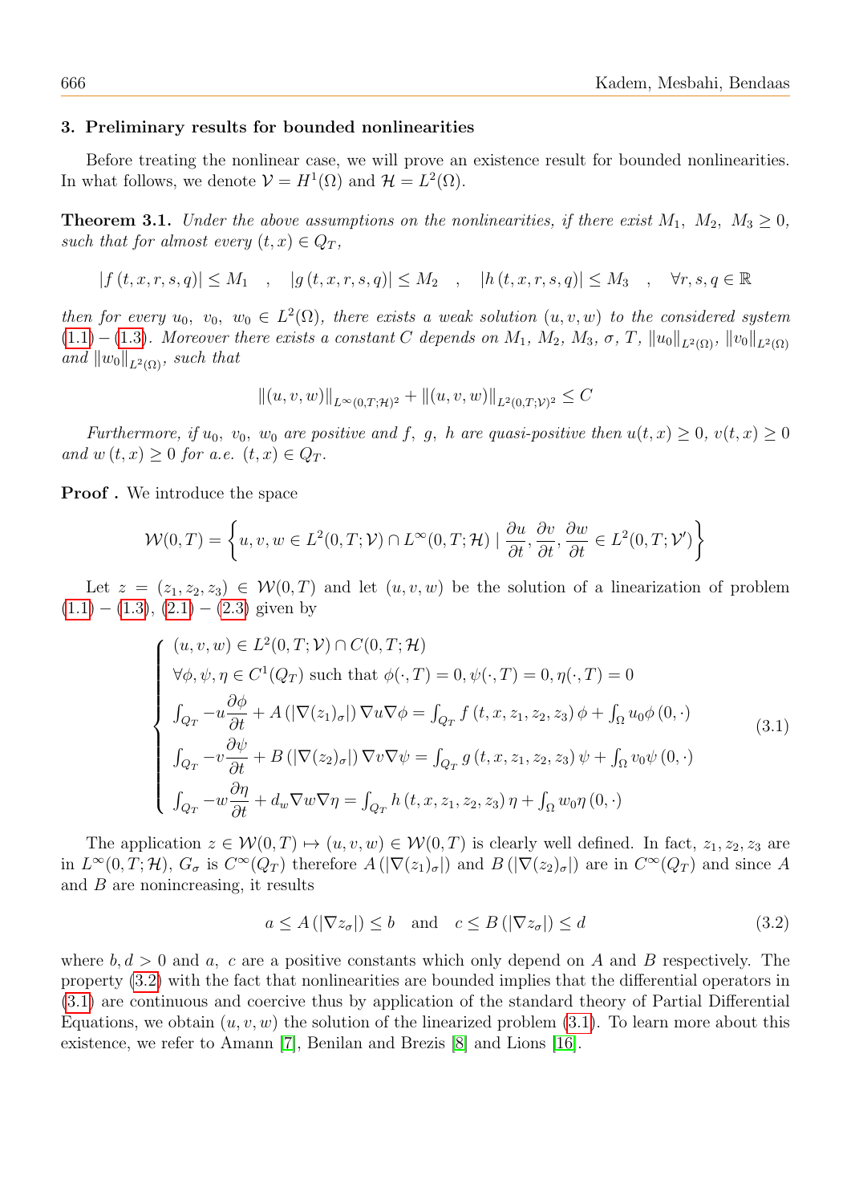### 3. Preliminary results for bounded nonlinearities

Before treating the nonlinear case, we will prove an existence result for bounded nonlinearities. In what follows, we denote $\mathcal{V} = H^1(\Omega)$ and $\mathcal{H} = L^2(\Omega)$.

**Theorem 3.1.** *Under the above assumptions on the nonlinearities, if there exist $M_1$, $M_2$, $M_3 \geq 0$, such that for almost every $(t,x) \in Q_T$,*

$$|f(t,x,r,s,q)| \leq M_1 \quad , \quad |g(t,x,r,s,q)| \leq M_2 \quad , \quad |h(t,x,r,s,q)| \leq M_3 \quad , \quad \forall r,s,q \in \mathbb{R}$$

*then for every $u_0$, $v_0$, $w_0 \in L^2(\Omega)$, there exists a weak solution $(u,v,w)$ to the considered system (1.1) – (1.3). Moreover there exists a constant $C$ depends on $M_1$, $M_2$, $M_3$, $\sigma$, $T$, $\|u_0\|_{L^2(\Omega)}$, $\|v_0\|_{L^2(\Omega)}$ and $\|w_0\|_{L^2(\Omega)}$, such that*

$$\|(u,v,w)\|_{L^\infty(0,T;\mathcal{H})^2} + \|(u,v,w)\|_{L^2(0,T;\mathcal{V})^2} \leq C$$

*Furthermore, if $u_0$, $v_0$, $w_0$ are positive and $f$, $g$, $h$ are quasi-positive then $u(t,x) \geq 0$, $v(t,x) \geq 0$ and $w(t,x) \geq 0$ for a.e. $(t,x) \in Q_T$.*

**Proof .** We introduce the space

$$\mathcal{W}(0,T) = \left\{ u,v,w \in L^2(0,T;\mathcal{V}) \cap L^\infty(0,T;\mathcal{H}) \mid \frac{\partial u}{\partial t}, \frac{\partial v}{\partial t}, \frac{\partial w}{\partial t} \in L^2(0,T;\mathcal{V}') \right\}$$

Let $z = (z_1,z_2,z_3) \in \mathcal{W}(0,T)$ and let $(u,v,w)$ be the solution of a linearization of problem (1.1) – (1.3), (2.1) – (2.3) given by

$$\begin{cases} (u,v,w) \in L^2(0,T;\mathcal{V}) \cap C(0,T;\mathcal{H}) \\ \forall \phi,\psi,\eta \in C^1(Q_T) \text{ such that } \phi(\cdot,T) = 0, \psi(\cdot,T) = 0, \eta(\cdot,T) = 0 \\ \int_{Q_T} -u\dfrac{\partial \phi}{\partial t} + A(|\nabla(z_1)_\sigma|)\nabla u \nabla \phi = \int_{Q_T} f(t,x,z_1,z_2,z_3)\,\phi + \int_\Omega u_0 \phi(0,\cdot) \\ \int_{Q_T} -v\dfrac{\partial \psi}{\partial t} + B(|\nabla(z_2)_\sigma|)\nabla v \nabla \psi = \int_{Q_T} g(t,x,z_1,z_2,z_3)\,\psi + \int_\Omega v_0 \psi(0,\cdot) \\ \int_{Q_T} -w\dfrac{\partial \eta}{\partial t} + d_w \nabla w \nabla \eta = \int_{Q_T} h(t,x,z_1,z_2,z_3)\,\eta + \int_\Omega w_0 \eta(0,\cdot) \end{cases} \tag{3.1}$$

The application $z \in \mathcal{W}(0,T) \mapsto (u,v,w) \in \mathcal{W}(0,T)$ is clearly well defined. In fact, $z_1, z_2, z_3$ are in $L^\infty(0,T;\mathcal{H})$, $G_\sigma$ is $C^\infty(Q_T)$ therefore $A(|\nabla(z_1)_\sigma|)$ and $B(|\nabla(z_2)_\sigma|)$ are in $C^\infty(Q_T)$ and since $A$ and $B$ are nonincreasing, it results

$$a \leq A(|\nabla z_\sigma|) \leq b \quad \text{and} \quad c \leq B(|\nabla z_\sigma|) \leq d \tag{3.2}$$

where $b, d > 0$ and $a$, $c$ are a positive constants which only depend on $A$ and $B$ respectively. The property (3.2) with the fact that nonlinearities are bounded implies that the differential operators in (3.1) are continuous and coercive thus by application of the standard theory of Partial Differential Equations, we obtain $(u,v,w)$ the solution of the linearized problem (3.1). To learn more about this existence, we refer to Amann [7], Benilan and Brezis [8] and Lions [16].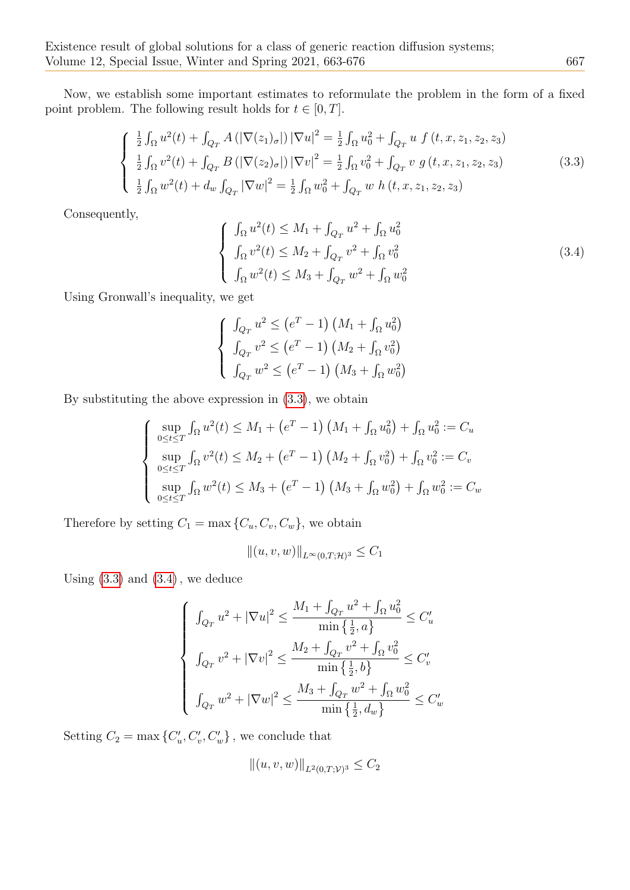Now, we establish some important estimates to reformulate the problem in the form of a fixed point problem. The following result holds for $t \in [0,T]$.

$$
\begin{cases}
\frac{1}{2}\int_\Omega u^2(t) + \int_{Q_T} A\left(|\nabla(z_1)_\sigma|\right)|\nabla u|^2 = \frac{1}{2}\int_\Omega u_0^2 + \int_{Q_T} u\ f\left(t,x,z_1,z_2,z_3\right) \\
\frac{1}{2}\int_\Omega v^2(t) + \int_{Q_T} B\left(|\nabla(z_2)_\sigma|\right)|\nabla v|^2 = \frac{1}{2}\int_\Omega v_0^2 + \int_{Q_T} v\ g\left(t,x,z_1,z_2,z_3\right) \\
\frac{1}{2}\int_\Omega w^2(t) + d_w \int_{Q_T} |\nabla w|^2 = \frac{1}{2}\int_\Omega w_0^2 + \int_{Q_T} w\ h\left(t,x,z_1,z_2,z_3\right)
\end{cases} \tag{3.3}
$$

Consequently,

$$
\begin{cases}
\int_\Omega u^2(t) \leq M_1 + \int_{Q_T} u^2 + \int_\Omega u_0^2 \\
\int_\Omega v^2(t) \leq M_2 + \int_{Q_T} v^2 + \int_\Omega v_0^2 \\
\int_\Omega w^2(t) \leq M_3 + \int_{Q_T} w^2 + \int_\Omega w_0^2
\end{cases} \tag{3.4}
$$

Using Gronwall's inequality, we get

$$
\begin{cases}
\int_{Q_T} u^2 \leq \left(e^T - 1\right)\left(M_1 + \int_\Omega u_0^2\right) \\
\int_{Q_T} v^2 \leq \left(e^T - 1\right)\left(M_2 + \int_\Omega v_0^2\right) \\
\int_{Q_T} w^2 \leq \left(e^T - 1\right)\left(M_3 + \int_\Omega w_0^2\right)
\end{cases}
$$

By substituting the above expression in (3.3), we obtain

$$
\begin{cases}
\sup\limits_{0\leq t\leq T} \int_\Omega u^2(t) \leq M_1 + \left(e^T - 1\right)\left(M_1 + \int_\Omega u_0^2\right) + \int_\Omega u_0^2 := C_u \\
\sup\limits_{0\leq t\leq T} \int_\Omega v^2(t) \leq M_2 + \left(e^T - 1\right)\left(M_2 + \int_\Omega v_0^2\right) + \int_\Omega v_0^2 := C_v \\
\sup\limits_{0\leq t\leq T} \int_\Omega w^2(t) \leq M_3 + \left(e^T - 1\right)\left(M_3 + \int_\Omega w_0^2\right) + \int_\Omega w_0^2 := C_w
\end{cases}
$$

Therefore by setting $C_1 = \max\{C_u, C_v, C_w\}$, we obtain

$$
\|(u,v,w)\|_{L^\infty(0,T;\mathcal{H})^3} \leq C_1
$$

Using (3.3) and (3.4), we deduce

$$
\begin{cases}
\int_{Q_T} u^2 + |\nabla u|^2 \leq \dfrac{M_1 + \int_{Q_T} u^2 + \int_\Omega u_0^2}{\min\left\{\frac{1}{2}, a\right\}} \leq C_u' \\
\int_{Q_T} v^2 + |\nabla v|^2 \leq \dfrac{M_2 + \int_{Q_T} v^2 + \int_\Omega v_0^2}{\min\left\{\frac{1}{2}, b\right\}} \leq C_v' \\
\int_{Q_T} w^2 + |\nabla w|^2 \leq \dfrac{M_3 + \int_{Q_T} w^2 + \int_\Omega w_0^2}{\min\left\{\frac{1}{2}, d_w\right\}} \leq C_w'
\end{cases}
$$

Setting $C_2 = \max\{C_u', C_v', C_w'\}$, we conclude that

$$
\|(u,v,w)\|_{L^2(0,T;\mathcal{V})^3} \leq C_2
$$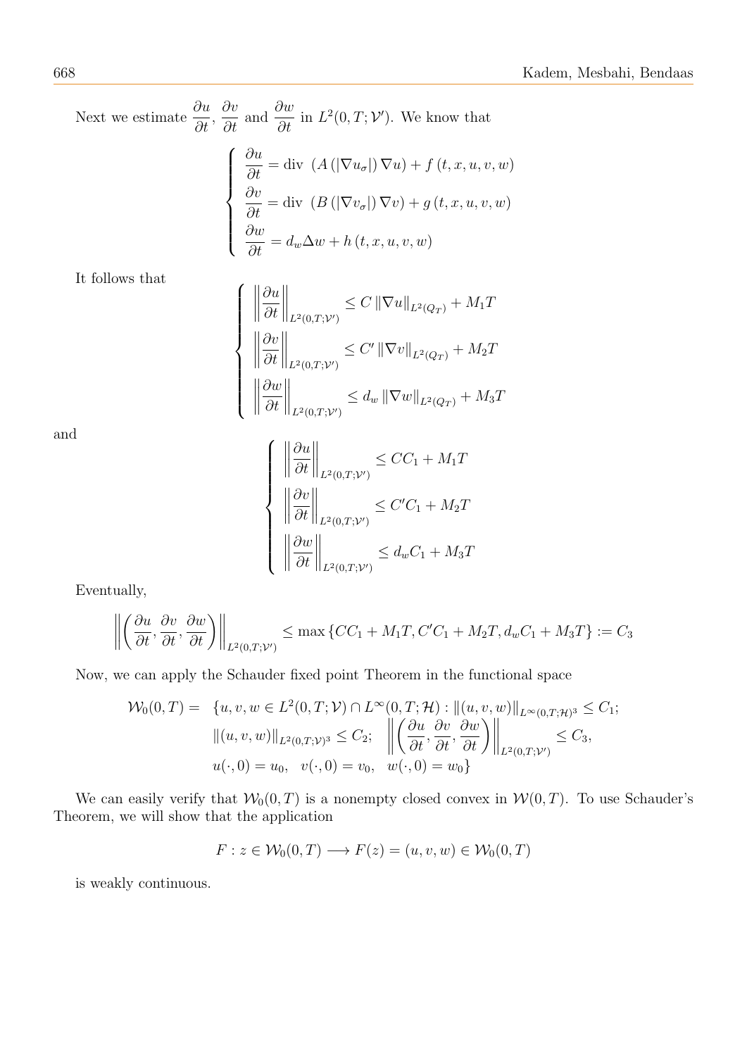Next we estimate $\dfrac{\partial u}{\partial t}$, $\dfrac{\partial v}{\partial t}$ and $\dfrac{\partial w}{\partial t}$ in $L^2(0,T;\mathcal{V}')$. We know that

$$
\begin{cases}
\dfrac{\partial u}{\partial t} = \text{div } \left(A\left(|\nabla u_\sigma|\right)\nabla u\right) + f\left(t,x,u,v,w\right) \\
\dfrac{\partial v}{\partial t} = \text{div } \left(B\left(|\nabla v_\sigma|\right)\nabla v\right) + g\left(t,x,u,v,w\right) \\
\dfrac{\partial w}{\partial t} = d_w \Delta w + h\left(t,x,u,v,w\right)
\end{cases}
$$

It follows that

$$
\begin{cases}
\left\|\dfrac{\partial u}{\partial t}\right\|_{L^2(0,T;\mathcal{V}')} \leq C\left\|\nabla u\right\|_{L^2(Q_T)} + M_1 T \\
\left\|\dfrac{\partial v}{\partial t}\right\|_{L^2(0,T;\mathcal{V}')} \leq C'\left\|\nabla v\right\|_{L^2(Q_T)} + M_2 T \\
\left\|\dfrac{\partial w}{\partial t}\right\|_{L^2(0,T;\mathcal{V}')} \leq d_w\left\|\nabla w\right\|_{L^2(Q_T)} + M_3 T
\end{cases}
$$

and

$$
\begin{cases}
\left\|\dfrac{\partial u}{\partial t}\right\|_{L^2(0,T;\mathcal{V}')} \leq CC_1 + M_1 T \\
\left\|\dfrac{\partial v}{\partial t}\right\|_{L^2(0,T;\mathcal{V}')} \leq C'C_1 + M_2 T \\
\left\|\dfrac{\partial w}{\partial t}\right\|_{L^2(0,T;\mathcal{V}')} \leq d_w C_1 + M_3 T
\end{cases}
$$

Eventually,

$$
\left\|\left(\frac{\partial u}{\partial t},\frac{\partial v}{\partial t},\frac{\partial w}{\partial t}\right)\right\|_{L^2(0,T;\mathcal{V}')} \leq \max\left\{CC_1 + M_1 T, C'C_1 + M_2 T, d_w C_1 + M_3 T\right\} := C_3
$$

Now, we can apply the Schauder fixed point Theorem in the functional space

$$
\begin{aligned}
\mathcal{W}_0(0,T) = \quad & \{u,v,w \in L^2(0,T;\mathcal{V}) \cap L^\infty(0,T;\mathcal{H}) : \|(u,v,w)\|_{L^\infty(0,T;\mathcal{H})^3} \leq C_1; \\
& \|(u,v,w)\|_{L^2(0,T;\mathcal{V})^3} \leq C_2; \quad \left\|\left(\frac{\partial u}{\partial t},\frac{\partial v}{\partial t},\frac{\partial w}{\partial t}\right)\right\|_{L^2(0,T;\mathcal{V}')} \leq C_3, \\
& u(\cdot,0) = u_0, \quad v(\cdot,0) = v_0, \quad w(\cdot,0) = w_0\}
\end{aligned}
$$

We can easily verify that $\mathcal{W}_0(0,T)$ is a nonempty closed convex in $\mathcal{W}(0,T)$. To use Schauder's Theorem, we will show that the application

$$
F : z \in \mathcal{W}_0(0,T) \longrightarrow F(z) = (u,v,w) \in \mathcal{W}_0(0,T)
$$

is weakly continuous.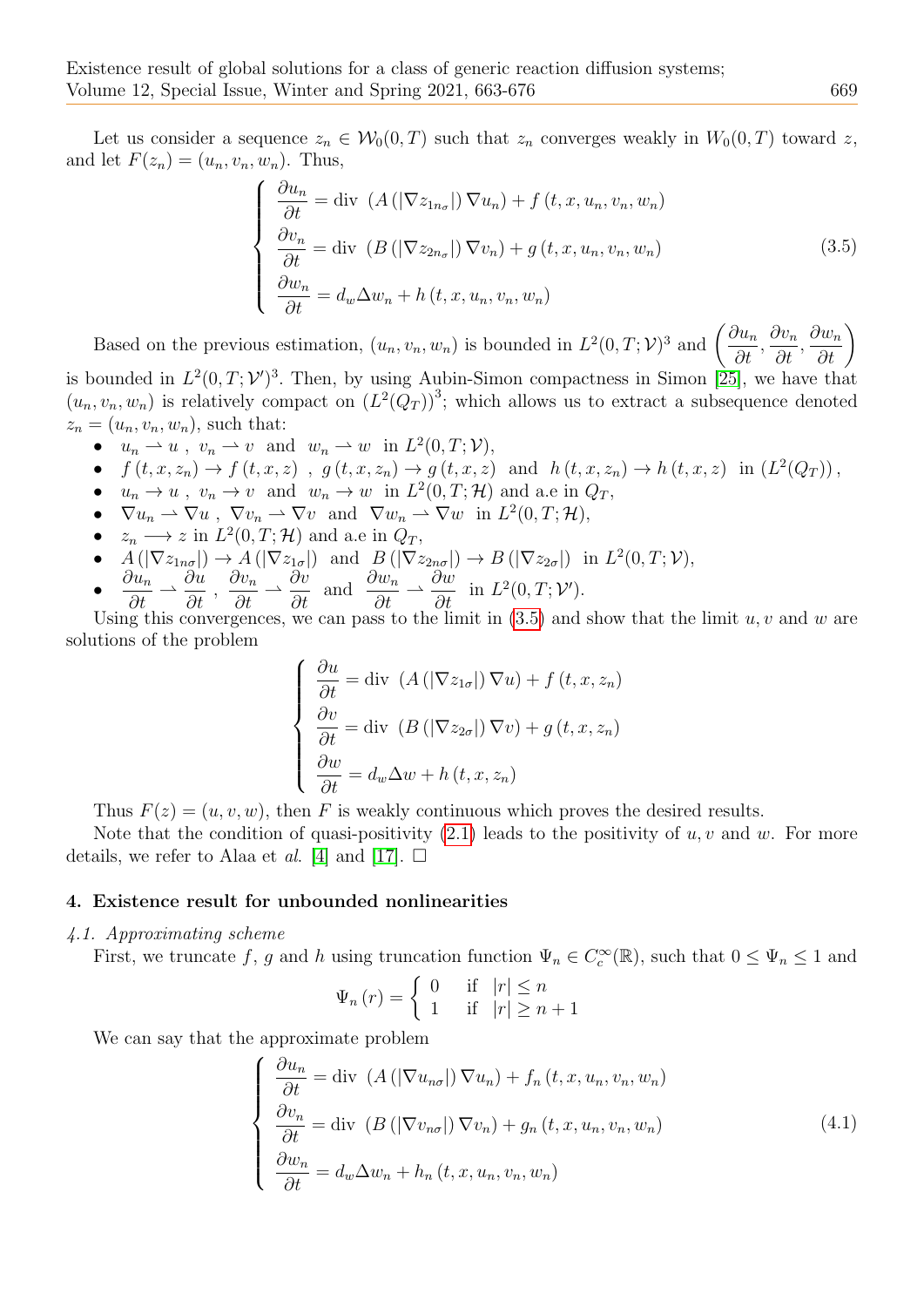Let us consider a sequence $z_n \in \mathcal{W}_0(0,T)$ such that $z_n$ converges weakly in $W_0(0,T)$ toward $z$, and let $F(z_n) = (u_n, v_n, w_n)$. Thus,

$$
\left\{
\begin{array}{l}
\dfrac{\partial u_n}{\partial t} = \text{div } \left(A\left(|\nabla z_{1n_\sigma}|\right)\nabla u_n\right) + f\left(t,x,u_n,v_n,w_n\right) \\
\dfrac{\partial v_n}{\partial t} = \text{div } \left(B\left(|\nabla z_{2n_\sigma}|\right)\nabla v_n\right) + g\left(t,x,u_n,v_n,w_n\right) \\
\dfrac{\partial w_n}{\partial t} = d_w \Delta w_n + h\left(t,x,u_n,v_n,w_n\right)
\end{array}
\right.
\tag{3.5}
$$

Based on the previous estimation, $(u_n, v_n, w_n)$ is bounded in $L^2(0,T;\mathcal{V})^3$ and $\left(\dfrac{\partial u_n}{\partial t}, \dfrac{\partial v_n}{\partial t}, \dfrac{\partial w_n}{\partial t}\right)$ is bounded in $L^2(0,T;\mathcal{V}')^3$. Then, by using Aubin-Simon compactness in Simon [25], we have that $(u_n, v_n, w_n)$ is relatively compact on $\left(L^2(Q_T)\right)^3$; which allows us to extract a subsequence denoted $z_n = (u_n, v_n, w_n)$, such that:

- $u_n \rightharpoonup u$ , $v_n \rightharpoonup v$ and $w_n \rightharpoonup w$ in $L^2(0,T;\mathcal{V})$,
- $f\left(t,x,z_n\right) \to f\left(t,x,z\right)$ , $g\left(t,x,z_n\right) \to g\left(t,x,z\right)$ and $h\left(t,x,z_n\right) \to h\left(t,x,z\right)$ in $\left(L^2(Q_T)\right)$,
- $u_n \to u$ , $v_n \to v$ and $w_n \to w$ in $L^2(0,T;\mathcal{H})$ and a.e in $Q_T$,
- $\nabla u_n \rightharpoonup \nabla u$ , $\nabla v_n \rightharpoonup \nabla v$ and $\nabla w_n \rightharpoonup \nabla w$ in $L^2(0,T;\mathcal{H})$,
- $z_n \longrightarrow z$ in $L^2(0,T;\mathcal{H})$ and a.e in $Q_T$,
- $A\left(|\nabla z_{1n\sigma}|\right) \to A\left(|\nabla z_{1\sigma}|\right)$ and $B\left(|\nabla z_{2n\sigma}|\right) \to B\left(|\nabla z_{2\sigma}|\right)$ in $L^2(0,T;\mathcal{V})$,
- $\dfrac{\partial u_n}{\partial t} \rightharpoonup \dfrac{\partial u}{\partial t}$ , $\dfrac{\partial v_n}{\partial t} \rightharpoonup \dfrac{\partial v}{\partial t}$ and $\dfrac{\partial w_n}{\partial t} \rightharpoonup \dfrac{\partial w}{\partial t}$ in $L^2(0,T;\mathcal{V}')$.

Using this convergences, we can pass to the limit in (3.5) and show that the limit $u, v$ and $w$ are solutions of the problem

$$
\left\{
\begin{array}{l}
\dfrac{\partial u}{\partial t} = \text{div } \left(A\left(|\nabla z_{1\sigma}|\right)\nabla u\right) + f\left(t,x,z_n\right) \\
\dfrac{\partial v}{\partial t} = \text{div } \left(B\left(|\nabla z_{2\sigma}|\right)\nabla v\right) + g\left(t,x,z_n\right) \\
\dfrac{\partial w}{\partial t} = d_w \Delta w + h\left(t,x,z_n\right)
\end{array}
\right.
$$

Thus $F(z) = (u, v, w)$, then $F$ is weakly continuous which proves the desired results.

Note that the condition of quasi-positivity (2.1) leads to the positivity of $u, v$ and $w$. For more details, we refer to Alaa et *al.* [4] and [17]. $\square$

## 4. Existence result for unbounded nonlinearities

### *4.1. Approximating scheme*

First, we truncate $f$, $g$ and $h$ using truncation function $\Psi_n \in C_c^\infty(\mathbb{R})$, such that $0 \leq \Psi_n \leq 1$ and

$$
\Psi_n(r) = \left\{
\begin{array}{ll}
0 & \text{if } \ |r| \leq n \\
1 & \text{if } \ |r| \geq n+1
\end{array}
\right.
$$

We can say that the approximate problem

$$
\left\{
\begin{array}{l}
\dfrac{\partial u_n}{\partial t} = \text{div } \left(A\left(|\nabla u_{n\sigma}|\right)\nabla u_n\right) + f_n\left(t,x,u_n,v_n,w_n\right) \\
\dfrac{\partial v_n}{\partial t} = \text{div } \left(B\left(|\nabla v_{n\sigma}|\right)\nabla v_n\right) + g_n\left(t,x,u_n,v_n,w_n\right) \\
\dfrac{\partial w_n}{\partial t} = d_w \Delta w_n + h_n\left(t,x,u_n,v_n,w_n\right)
\end{array}
\right.
\tag{4.1}
$$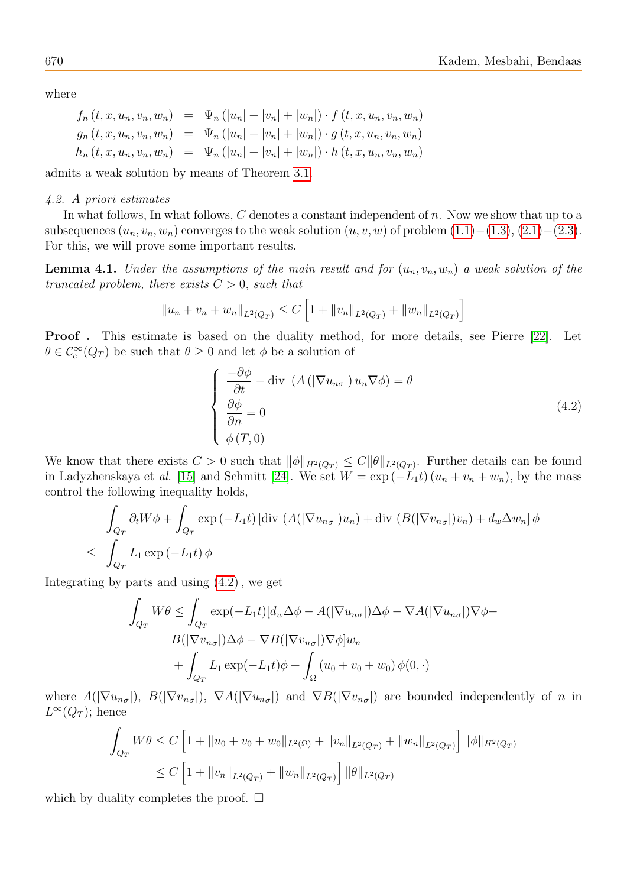where

$$
\begin{aligned}
f_n(t,x,u_n,v_n,w_n) &= \Psi_n(|u_n|+|v_n|+|w_n|)\cdot f(t,x,u_n,v_n,w_n)\\
g_n(t,x,u_n,v_n,w_n) &= \Psi_n(|u_n|+|v_n|+|w_n|)\cdot g(t,x,u_n,v_n,w_n)\\
h_n(t,x,u_n,v_n,w_n) &= \Psi_n(|u_n|+|v_n|+|w_n|)\cdot h(t,x,u_n,v_n,w_n)
\end{aligned}
$$

admits a weak solution by means of Theorem 3.1.

*4.2. A priori estimates*

In what follows, In what follows, $C$ denotes a constant independent of $n$. Now we show that up to a subsequences $(u_n, v_n, w_n)$ converges to the weak solution $(u, v, w)$ of problem (1.1)−(1.3), (2.1)−(2.3). For this, we will prove some important results.

**Lemma 4.1.** *Under the assumptions of the main result and for $(u_n, v_n, w_n)$ a weak solution of the truncated problem, there exists $C > 0$, such that*

$$
\|u_n+v_n+w_n\|_{L^2(Q_T)} \le C\left[1+\|v_n\|_{L^2(Q_T)}+\|w_n\|_{L^2(Q_T)}\right]
$$

**Proof .** This estimate is based on the duality method, for more details, see Pierre [22]. Let $\theta \in \mathcal{C}_c^\infty(Q_T)$ be such that $\theta \ge 0$ and let $\phi$ be a solution of

$$
\begin{cases}
\dfrac{-\partial\phi}{\partial t} - \operatorname{div}\ \left(A\left(|\nabla u_{n\sigma}|\right)u_n\nabla\phi\right) = \theta\\
\dfrac{\partial\phi}{\partial n} = 0\\
\phi(T,0)
\end{cases}
\tag{4.2}
$$

We know that there exists $C > 0$ such that $\|\phi\|_{H^2(Q_T)} \le C\|\theta\|_{L^2(Q_T)}$. Further details can be found in Ladyzhenskaya et *al.* [15] and Schmitt [24]. We set $W = \exp(-L_1 t)(u_n + v_n + w_n)$, by the mass control the following inequality holds,

$$
\begin{aligned}
&\int_{Q_T}\partial_t W\phi + \int_{Q_T}\exp(-L_1t)\left[\operatorname{div}\ (A(|\nabla u_{n\sigma}|)u_n) + \operatorname{div}\ (B(|\nabla v_{n\sigma}|)v_n) + d_w\Delta w_n\right]\phi\\
\le\ &\int_{Q_T} L_1\exp(-L_1t)\,\phi
\end{aligned}
$$

Integrating by parts and using (4.2), we get

$$
\begin{aligned}
\int_{Q_T} W\theta \le &\int_{Q_T}\exp(-L_1t)[d_w\Delta\phi - A(|\nabla u_{n\sigma}|)\Delta\phi - \nabla A(|\nabla u_{n\sigma}|)\nabla\phi -\\
&B(|\nabla v_{n\sigma}|)\Delta\phi - \nabla B(|\nabla v_{n\sigma}|)\nabla\phi]w_n\\
&+\int_{Q_T} L_1\exp(-L_1t)\phi + \int_\Omega (u_0+v_0+w_0)\,\phi(0,\cdot)
\end{aligned}
$$

where $A(|\nabla u_{n\sigma}|)$, $B(|\nabla v_{n\sigma}|)$, $\nabla A(|\nabla u_{n\sigma}|)$ and $\nabla B(|\nabla v_{n\sigma}|)$ are bounded independently of $n$ in $L^\infty(Q_T)$; hence

$$
\begin{aligned}
\int_{Q_T} W\theta &\le C\left[1+\|u_0+v_0+w_0\|_{L^2(\Omega)}+\|v_n\|_{L^2(Q_T)}+\|w_n\|_{L^2(Q_T)}\right]\|\phi\|_{H^2(Q_T)}\\
&\le C\left[1+\|v_n\|_{L^2(Q_T)}+\|w_n\|_{L^2(Q_T)}\right]\|\theta\|_{L^2(Q_T)}
\end{aligned}
$$

which by duality completes the proof. □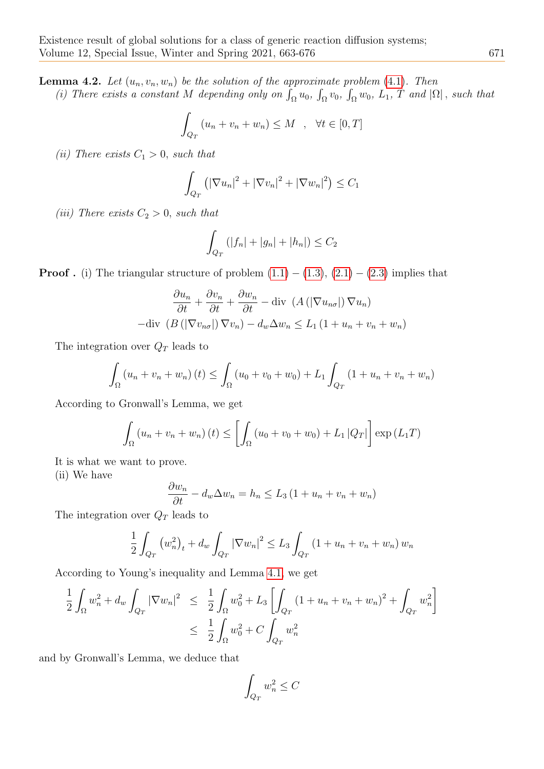**Lemma 4.2.** *Let $(u_n, v_n, w_n)$ be the solution of the approximate problem (4.1). Then*
*(i) There exists a constant $M$ depending only on $\int_\Omega u_0$, $\int_\Omega v_0$, $\int_\Omega w_0$, $L_1$, $T$ and $|\Omega|$, such that*

$$\int_{Q_T} (u_n + v_n + w_n) \leq M \quad , \quad \forall t \in [0,T]$$

*(ii) There exists $C_1 > 0$, such that*

$$\int_{Q_T} \left(|\nabla u_n|^2 + |\nabla v_n|^2 + |\nabla w_n|^2\right) \leq C_1$$

*(iii) There exists $C_2 > 0$, such that*

$$\int_{Q_T} (|f_n| + |g_n| + |h_n|) \leq C_2$$

**Proof .** (i) The triangular structure of problem (1.1) − (1.3), (2.1) − (2.3) implies that

$$\begin{gathered}\frac{\partial u_n}{\partial t} + \frac{\partial v_n}{\partial t} + \frac{\partial w_n}{\partial t} - \text{div } \left(A\left(|\nabla u_{n\sigma}|\right)\nabla u_n\right) \\ -\text{div } \left(B\left(|\nabla v_{n\sigma}|\right)\nabla v_n\right) - d_w \Delta w_n \leq L_1\left(1 + u_n + v_n + w_n\right)\end{gathered}$$

The integration over $Q_T$ leads to

$$\int_\Omega \left(u_n + v_n + w_n\right)(t) \leq \int_\Omega \left(u_0 + v_0 + w_0\right) + L_1 \int_{Q_T} \left(1 + u_n + v_n + w_n\right)$$

According to Gronwall's Lemma, we get

$$\int_\Omega \left(u_n + v_n + w_n\right)(t) \leq \left[\int_\Omega \left(u_0 + v_0 + w_0\right) + L_1 |Q_T|\right] \exp\left(L_1 T\right)$$

It is what we want to prove.
(ii) We have

$$\frac{\partial w_n}{\partial t} - d_w \Delta w_n = h_n \leq L_3\left(1 + u_n + v_n + w_n\right)$$

The integration over $Q_T$ leads to

$$\frac{1}{2}\int_{Q_T} \left(w_n^2\right)_t + d_w \int_{Q_T} |\nabla w_n|^2 \leq L_3 \int_{Q_T} \left(1 + u_n + v_n + w_n\right) w_n$$

According to Young's inequality and Lemma 4.1, we get

$$\begin{aligned}\frac{1}{2}\int_\Omega w_n^2 + d_w \int_{Q_T} |\nabla w_n|^2 &\leq \frac{1}{2}\int_\Omega w_0^2 + L_3\left[\int_{Q_T} \left(1 + u_n + v_n + w_n\right)^2 + \int_{Q_T} w_n^2\right] \\ &\leq \frac{1}{2}\int_\Omega w_0^2 + C\int_{Q_T} w_n^2\end{aligned}$$

and by Gronwall's Lemma, we deduce that

$$\int_{Q_T} w_n^2 \leq C$$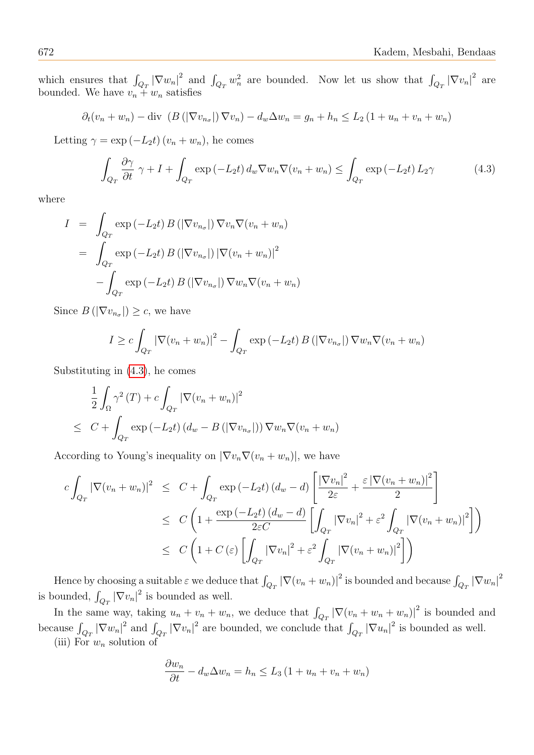which ensures that $\int_{Q_T} |\nabla w_n|^2$ and $\int_{Q_T} w_n^2$ are bounded. Now let us show that $\int_{Q_T} |\nabla v_n|^2$ are bounded. We have $v_n + w_n$ satisfies

$$\partial_t(v_n + w_n) - \text{div }\left(B\left(|\nabla v_{n_\sigma}|\right)\nabla v_n\right) - d_w \Delta w_n = g_n + h_n \leq L_2\left(1 + u_n + v_n + w_n\right)$$

Letting $\gamma = \exp\left(-L_2 t\right)\left(v_n + w_n\right)$, he comes

$$\int_{Q_T} \frac{\partial \gamma}{\partial t}\, \gamma + I + \int_{Q_T} \exp\left(-L_2 t\right) d_w \nabla w_n \nabla (v_n + w_n) \leq \int_{Q_T} \exp\left(-L_2 t\right) L_2 \gamma \tag{4.3}$$

where

$$\begin{aligned} I &= \int_{Q_T} \exp\left(-L_2 t\right) B\left(|\nabla v_{n_\sigma}|\right) \nabla v_n \nabla (v_n + w_n) \\ &= \int_{Q_T} \exp\left(-L_2 t\right) B\left(|\nabla v_{n_\sigma}|\right) |\nabla (v_n + w_n)|^2 \\ &\quad - \int_{Q_T} \exp\left(-L_2 t\right) B\left(|\nabla v_{n_\sigma}|\right) \nabla w_n \nabla (v_n + w_n) \end{aligned}$$

Since $B\left(|\nabla v_{n_\sigma}|\right) \geq c$, we have

$$I \geq c \int_{Q_T} |\nabla (v_n + w_n)|^2 - \int_{Q_T} \exp\left(-L_2 t\right) B\left(|\nabla v_{n_\sigma}|\right) \nabla w_n \nabla (v_n + w_n)$$

Substituting in (4.3), he comes

$$\begin{aligned} &\frac{1}{2} \int_{\Omega} \gamma^2\left(T\right) + c \int_{Q_T} |\nabla (v_n + w_n)|^2 \\ \leq\ & C + \int_{Q_T} \exp\left(-L_2 t\right) \left(d_w - B\left(|\nabla v_{n_\sigma}|\right)\right) \nabla w_n \nabla (v_n + w_n) \end{aligned}$$

According to Young's inequality on $|\nabla v_n \nabla (v_n + w_n)|$, we have

$$\begin{aligned} c \int_{Q_T} |\nabla (v_n + w_n)|^2 &\leq C + \int_{Q_T} \exp\left(-L_2 t\right) \left(d_w - d\right) \left[\frac{|\nabla v_n|^2}{2\varepsilon} + \frac{\varepsilon |\nabla (v_n + w_n)|^2}{2}\right] \\ &\leq C\left(1 + \frac{\exp\left(-L_2 t\right)\left(d_w - d\right)}{2\varepsilon C}\left[\int_{Q_T} |\nabla v_n|^2 + \varepsilon^2 \int_{Q_T} |\nabla (v_n + w_n)|^2\right]\right) \\ &\leq C\left(1 + C\left(\varepsilon\right)\left[\int_{Q_T} |\nabla v_n|^2 + \varepsilon^2 \int_{Q_T} |\nabla (v_n + w_n)|^2\right]\right) \end{aligned}$$

Hence by choosing a suitable $\varepsilon$ we deduce that $\int_{Q_T} |\nabla (v_n + w_n)|^2$ is bounded and because $\int_{Q_T} |\nabla w_n|^2$ is bounded, $\int_{Q_T} |\nabla v_n|^2$ is bounded as well.

In the same way, taking $u_n + v_n + w_n$, we deduce that $\int_{Q_T} |\nabla (v_n + w_n + w_n)|^2$ is bounded and because $\int_{Q_T} |\nabla w_n|^2$ and $\int_{Q_T} |\nabla v_n|^2$ are bounded, we conclude that $\int_{Q_T} |\nabla u_n|^2$ is bounded as well.

(iii) For $w_n$ solution of

$$\frac{\partial w_n}{\partial t} - d_w \Delta w_n = h_n \leq L_3\left(1 + u_n + v_n + w_n\right)$$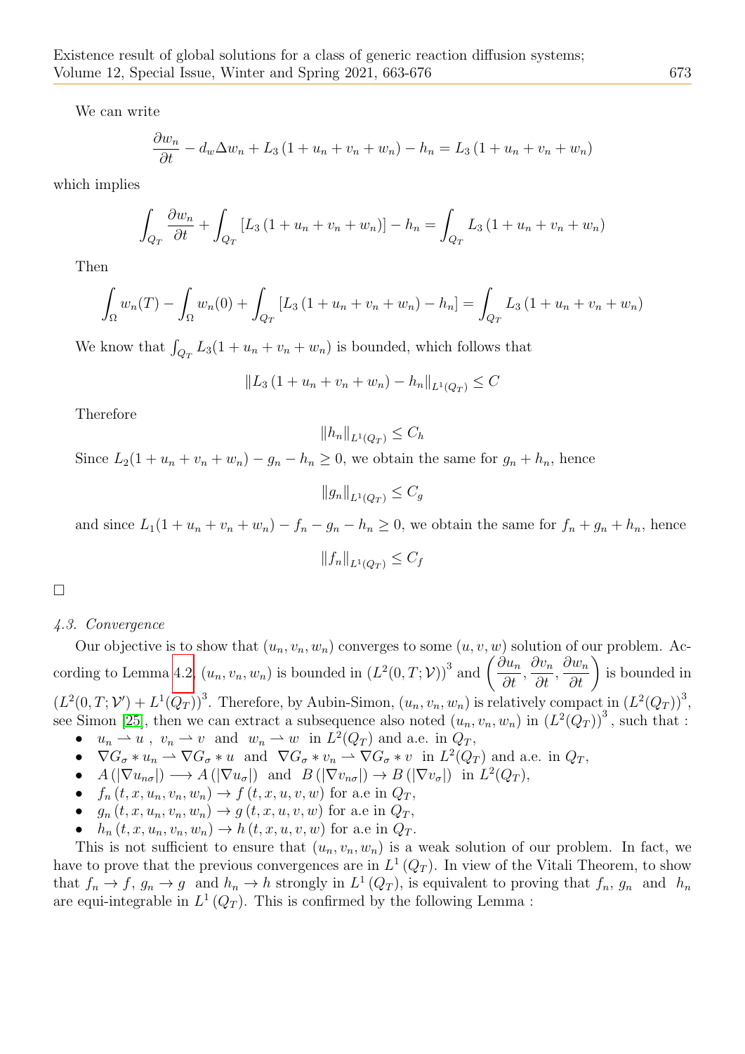We can write

$$\frac{\partial w_n}{\partial t} - d_w \Delta w_n + L_3 \left(1 + u_n + v_n + w_n\right) - h_n = L_3 \left(1 + u_n + v_n + w_n\right)$$

which implies

$$\int_{Q_T} \frac{\partial w_n}{\partial t} + \int_{Q_T} \left[L_3 \left(1 + u_n + v_n + w_n\right)\right] - h_n = \int_{Q_T} L_3 \left(1 + u_n + v_n + w_n\right)$$

Then

$$\int_\Omega w_n(T) - \int_\Omega w_n(0) + \int_{Q_T} \left[L_3 \left(1 + u_n + v_n + w_n\right) - h_n\right] = \int_{Q_T} L_3 \left(1 + u_n + v_n + w_n\right)$$

We know that $\int_{Q_T} L_3(1 + u_n + v_n + w_n)$ is bounded, which follows that

$$\left\| L_3 \left(1 + u_n + v_n + w_n\right) - h_n \right\|_{L^1(Q_T)} \leq C$$

Therefore

$$\|h_n\|_{L^1(Q_T)} \leq C_h$$

Since $L_2(1 + u_n + v_n + w_n) - g_n - h_n \geq 0$, we obtain the same for $g_n + h_n$, hence

$$\|g_n\|_{L^1(Q_T)} \leq C_g$$

and since $L_1(1 + u_n + v_n + w_n) - f_n - g_n - h_n \geq 0$, we obtain the same for $f_n + g_n + h_n$, hence

$$\|f_n\|_{L^1(Q_T)} \leq C_f$$

□

*4.3. Convergence*

Our objective is to show that $(u_n, v_n, w_n)$ converges to some $(u, v, w)$ solution of our problem. According to Lemma 4.2, $(u_n, v_n, w_n)$ is bounded in $\left(L^2(0, T; \mathcal{V})\right)^3$ and $\left(\frac{\partial u_n}{\partial t}, \frac{\partial v_n}{\partial t}, \frac{\partial w_n}{\partial t}\right)$ is bounded in $\left(L^2(0, T; \mathcal{V}') + L^1(Q_T)\right)^3$. Therefore, by Aubin-Simon, $(u_n, v_n, w_n)$ is relatively compact in $\left(L^2(Q_T)\right)^3$, see Simon [25], then we can extract a subsequence also noted $(u_n, v_n, w_n)$ in $\left(L^2(Q_T)\right)^3$, such that :

- $u_n \rightharpoonup u$ , $v_n \rightharpoonup v$ and $w_n \rightharpoonup w$ in $L^2(Q_T)$ and a.e. in $Q_T$,
- $\nabla G_\sigma * u_n \rightharpoonup \nabla G_\sigma * u$ and $\nabla G_\sigma * v_n \rightharpoonup \nabla G_\sigma * v$ in $L^2(Q_T)$ and a.e. in $Q_T$,
- $A\left(|\nabla u_{n\sigma}|\right) \longrightarrow A\left(|\nabla u_\sigma|\right)$ and $B\left(|\nabla v_{n\sigma}|\right) \rightarrow B\left(|\nabla v_\sigma|\right)$ in $L^2(Q_T)$,
- $f_n\left(t, x, u_n, v_n, w_n\right) \rightarrow f\left(t, x, u, v, w\right)$ for a.e in $Q_T$,
- $g_n\left(t, x, u_n, v_n, w_n\right) \rightarrow g\left(t, x, u, v, w\right)$ for a.e in $Q_T$,
- $h_n\left(t, x, u_n, v_n, w_n\right) \rightarrow h\left(t, x, u, v, w\right)$ for a.e in $Q_T$.

This is not sufficient to ensure that $(u_n, v_n, w_n)$ is a weak solution of our problem. In fact, we have to prove that the previous convergences are in $L^1(Q_T)$. In view of the Vitali Theorem, to show that $f_n \rightarrow f$, $g_n \rightarrow g$ and $h_n \rightarrow h$ strongly in $L^1(Q_T)$, is equivalent to proving that $f_n$, $g_n$ and $h_n$ are equi-integrable in $L^1(Q_T)$. This is confirmed by the following Lemma :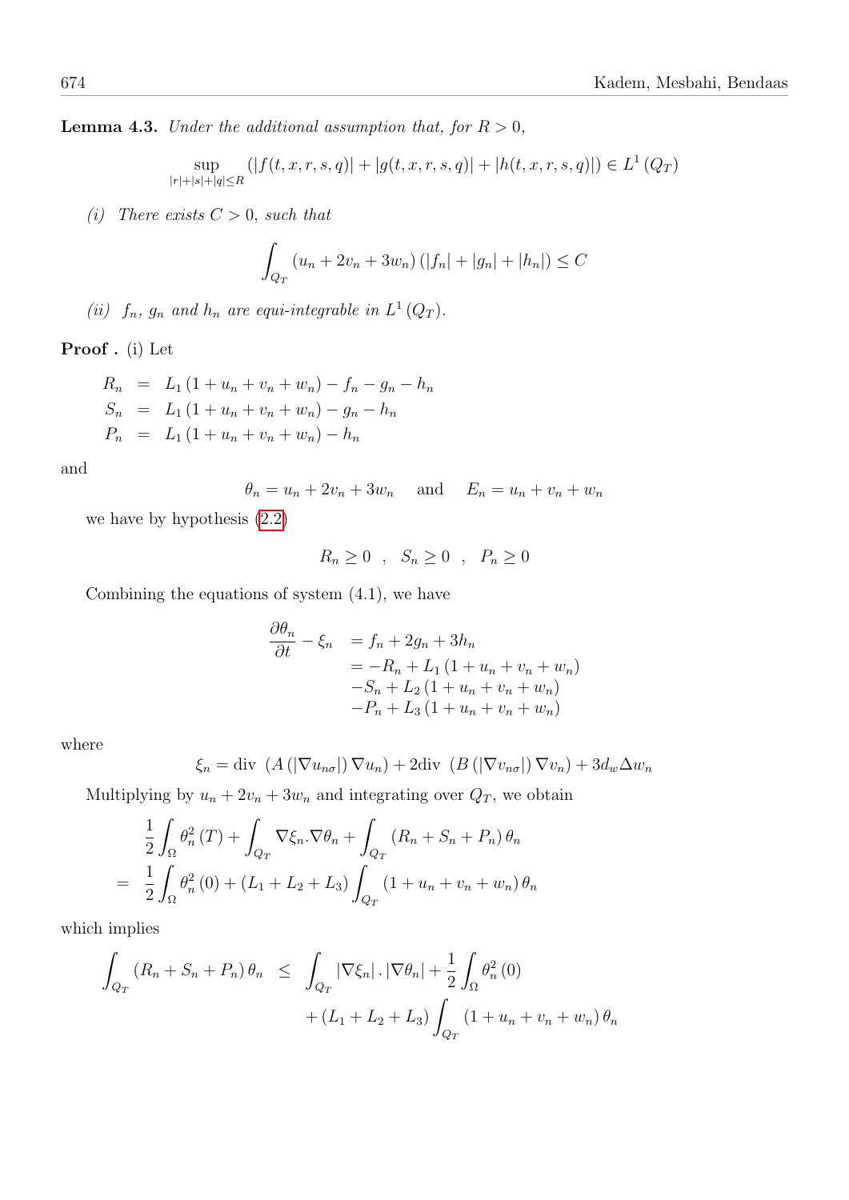**Lemma 4.3.** *Under the additional assumption that, for $R > 0$,*

$$\sup_{|r|+|s|+|q|\leq R} \left(|f(t,x,r,s,q)| + |g(t,x,r,s,q)| + |h(t,x,r,s,q)|\right) \in L^1(Q_T)$$

*(i) There exists $C > 0$, such that*

$$\int_{Q_T} (u_n + 2v_n + 3w_n)\left(|f_n| + |g_n| + |h_n|\right) \leq C$$

*(ii) $f_n$, $g_n$ and $h_n$ are equi-integrable in $L^1(Q_T)$.*

**Proof .** (i) Let

$$\begin{aligned}
R_n &= L_1(1 + u_n + v_n + w_n) - f_n - g_n - h_n \\
S_n &= L_1(1 + u_n + v_n + w_n) - g_n - h_n \\
P_n &= L_1(1 + u_n + v_n + w_n) - h_n
\end{aligned}$$

and

$$\theta_n = u_n + 2v_n + 3w_n \quad \text{ and } \quad E_n = u_n + v_n + w_n$$

we have by hypothesis (2.2)

$$R_n \geq 0 \quad , \quad S_n \geq 0 \quad , \quad P_n \geq 0$$

Combining the equations of system (4.1), we have

$$\begin{aligned}
\frac{\partial \theta_n}{\partial t} - \xi_n &= f_n + 2g_n + 3h_n \\
&= -R_n + L_1(1 + u_n + v_n + w_n) \\
&\quad - S_n + L_2(1 + u_n + v_n + w_n) \\
&\quad - P_n + L_3(1 + u_n + v_n + w_n)
\end{aligned}$$

where

$$\xi_n = \text{div } \left(A\left(|\nabla u_{n\sigma}|\right)\nabla u_n\right) + 2\text{div } \left(B\left(|\nabla v_{n\sigma}|\right)\nabla v_n\right) + 3d_w \Delta w_n$$

Multiplying by $u_n + 2v_n + 3w_n$ and integrating over $Q_T$, we obtain

$$\begin{aligned}
&\frac{1}{2}\int_\Omega \theta_n^2(T) + \int_{Q_T} \nabla\xi_n.\nabla\theta_n + \int_{Q_T}(R_n + S_n + P_n)\theta_n \\
= \ &\frac{1}{2}\int_\Omega \theta_n^2(0) + (L_1 + L_2 + L_3)\int_{Q_T}(1 + u_n + v_n + w_n)\theta_n
\end{aligned}$$

which implies

$$\begin{aligned}
\int_{Q_T}(R_n + S_n + P_n)\theta_n \ \leq \ &\int_{Q_T}|\nabla\xi_n|.|\nabla\theta_n| + \frac{1}{2}\int_\Omega \theta_n^2(0) \\
&+ (L_1 + L_2 + L_3)\int_{Q_T}(1 + u_n + v_n + w_n)\theta_n
\end{aligned}$$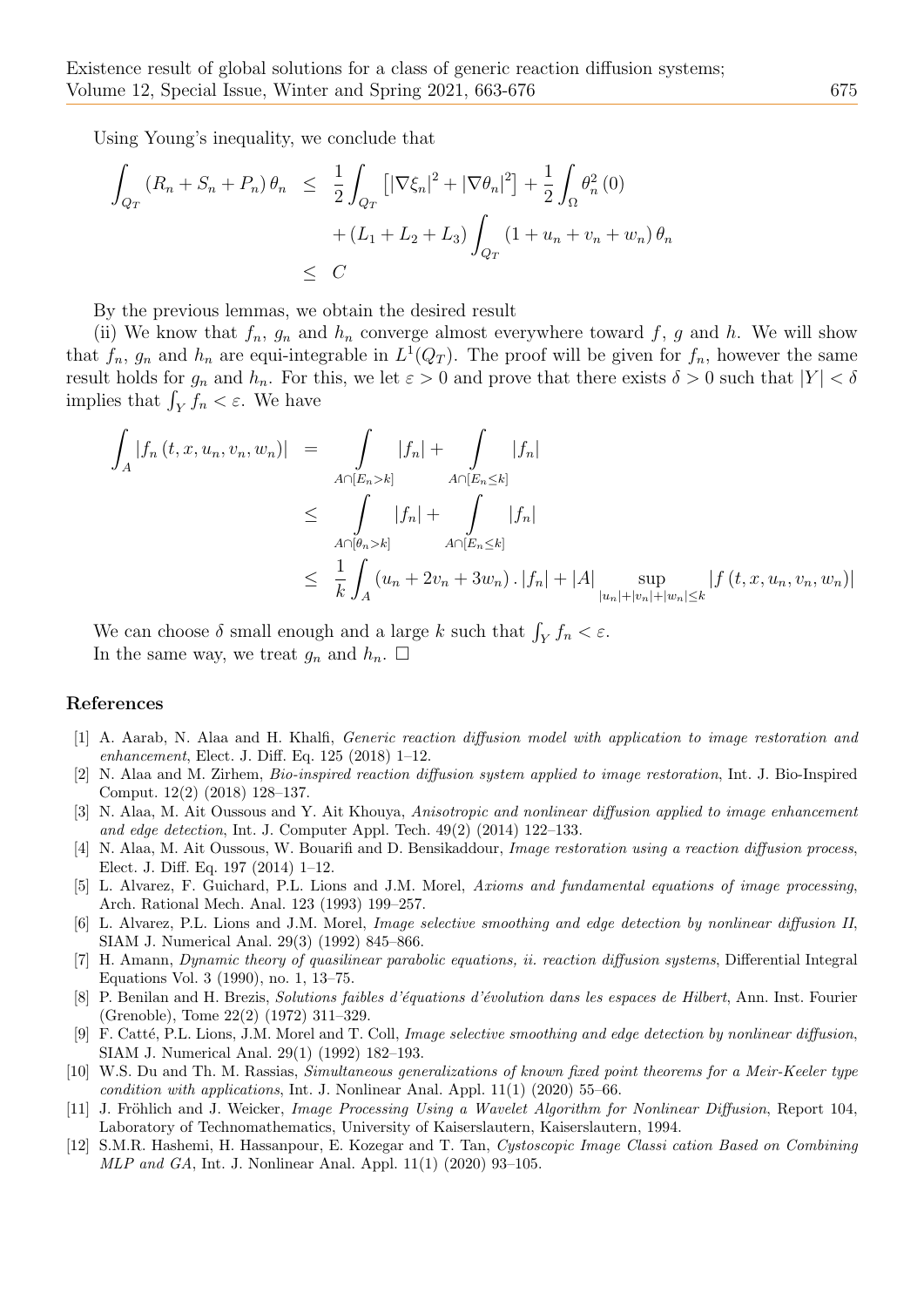Using Young's inequality, we conclude that

$$
\begin{aligned}
\int_{Q_T} (R_n + S_n + P_n)\,\theta_n &\leq \frac{1}{2}\int_{Q_T} \left[|\nabla \xi_n|^2 + |\nabla \theta_n|^2\right] + \frac{1}{2}\int_{\Omega} \theta_n^2(0) \\
&\quad + (L_1 + L_2 + L_3)\int_{Q_T} (1 + u_n + v_n + w_n)\,\theta_n \\
&\leq C
\end{aligned}
$$

By the previous lemmas, we obtain the desired result

(ii) We know that $f_n$, $g_n$ and $h_n$ converge almost everywhere toward $f$, $g$ and $h$. We will show that $f_n$, $g_n$ and $h_n$ are equi-integrable in $L^1(Q_T)$. The proof will be given for $f_n$, however the same result holds for $g_n$ and $h_n$. For this, we let $\varepsilon > 0$ and prove that there exists $\delta > 0$ such that $|Y| < \delta$ implies that $\int_Y f_n < \varepsilon$. We have

$$
\begin{aligned}
\int_A |f_n(t, x, u_n, v_n, w_n)| &= \int\limits_{A \cap [E_n > k]} |f_n| + \int\limits_{A \cap [E_n \leq k]} |f_n| \\
&\leq \int\limits_{A \cap [\theta_n > k]} |f_n| + \int\limits_{A \cap [E_n \leq k]} |f_n| \\
&\leq \frac{1}{k}\int_A (u_n + 2v_n + 3w_n)\,.\,|f_n| + |A| \sup_{|u_n|+|v_n|+|w_n| \leq k} |f(t, x, u_n, v_n, w_n)|
\end{aligned}
$$

We can choose $\delta$ small enough and a large $k$ such that $\int_Y f_n < \varepsilon$.
In the same way, we treat $g_n$ and $h_n$. $\square$

## References

[1] A. Aarab, N. Alaa and H. Khalfi, *Generic reaction diffusion model with application to image restoration and enhancement*, Elect. J. Diff. Eq. 125 (2018) 1–12.

[2] N. Alaa and M. Zirhem, *Bio-inspired reaction diffusion system applied to image restoration*, Int. J. Bio-Inspired Comput. 12(2) (2018) 128–137.

[3] N. Alaa, M. Ait Oussous and Y. Ait Khouya, *Anisotropic and nonlinear diffusion applied to image enhancement and edge detection*, Int. J. Computer Appl. Tech. 49(2) (2014) 122–133.

[4] N. Alaa, M. Ait Oussous, W. Bouarifi and D. Bensikaddour, *Image restoration using a reaction diffusion process*, Elect. J. Diff. Eq. 197 (2014) 1–12.

[5] L. Alvarez, F. Guichard, P.L. Lions and J.M. Morel, *Axioms and fundamental equations of image processing*, Arch. Rational Mech. Anal. 123 (1993) 199–257.

[6] L. Alvarez, P.L. Lions and J.M. Morel, *Image selective smoothing and edge detection by nonlinear diffusion II*, SIAM J. Numerical Anal. 29(3) (1992) 845–866.

[7] H. Amann, *Dynamic theory of quasilinear parabolic equations, ii. reaction diffusion systems*, Differential Integral Equations Vol. 3 (1990), no. 1, 13–75.

[8] P. Benilan and H. Brezis, *Solutions faibles d'équations d'évolution dans les espaces de Hilbert*, Ann. Inst. Fourier (Grenoble), Tome 22(2) (1972) 311–329.

[9] F. Catté, P.L. Lions, J.M. Morel and T. Coll, *Image selective smoothing and edge detection by nonlinear diffusion*, SIAM J. Numerical Anal. 29(1) (1992) 182–193.

[10] W.S. Du and Th. M. Rassias, *Simultaneous generalizations of known fixed point theorems for a Meir-Keeler type condition with applications*, Int. J. Nonlinear Anal. Appl. 11(1) (2020) 55–66.

[11] J. Fröhlich and J. Weicker, *Image Processing Using a Wavelet Algorithm for Nonlinear Diffusion*, Report 104, Laboratory of Technomathematics, University of Kaiserslautern, Kaiserslautern, 1994.

[12] S.M.R. Hashemi, H. Hassanpour, E. Kozegar and T. Tan, *Cystoscopic Image Classi cation Based on Combining MLP and GA*, Int. J. Nonlinear Anal. Appl. 11(1) (2020) 93–105.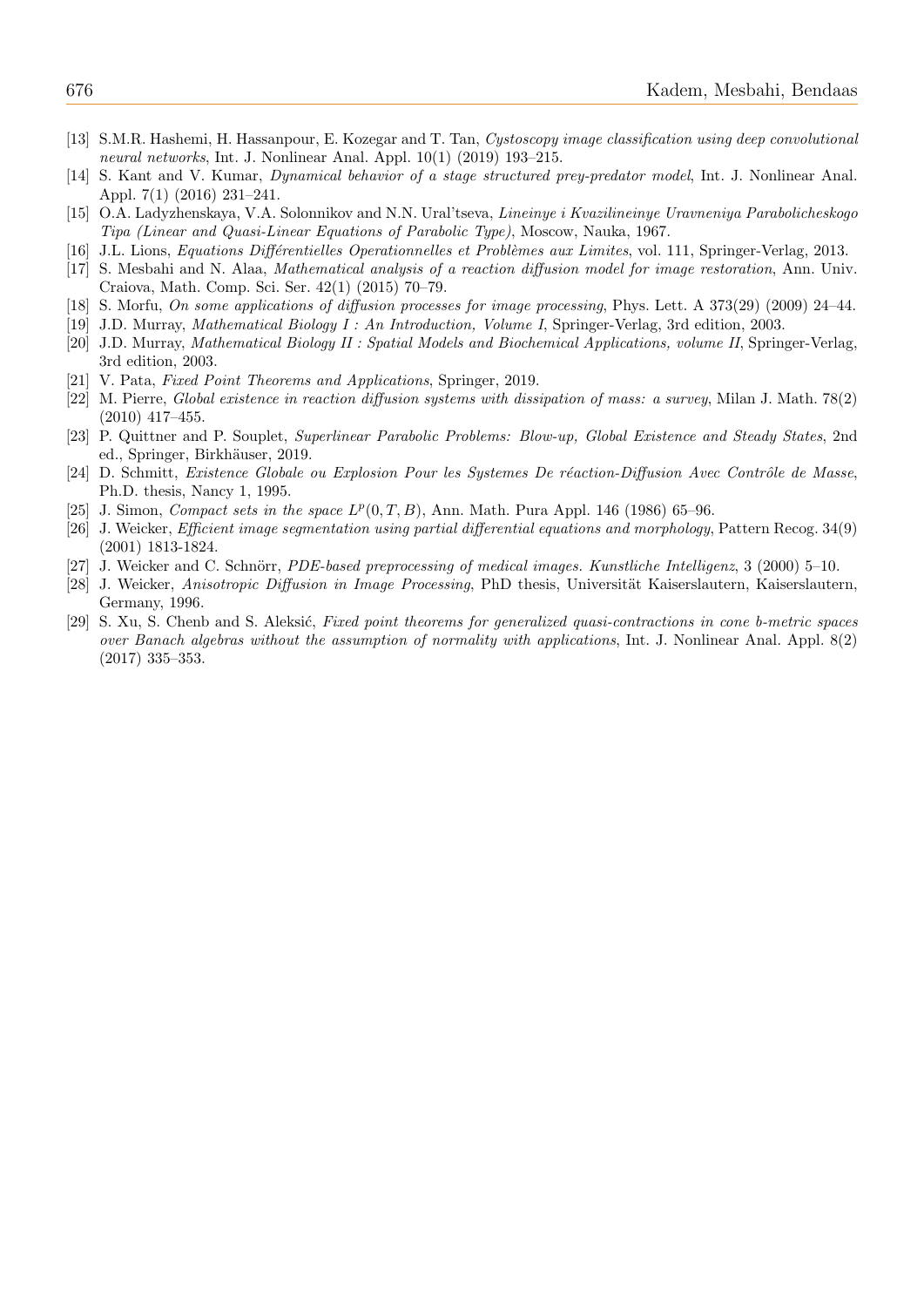[13] S.M.R. Hashemi, H. Hassanpour, E. Kozegar and T. Tan, *Cystoscopy image classification using deep convolutional neural networks*, Int. J. Nonlinear Anal. Appl. 10(1) (2019) 193–215.

[14] S. Kant and V. Kumar, *Dynamical behavior of a stage structured prey-predator model*, Int. J. Nonlinear Anal. Appl. 7(1) (2016) 231–241.

[15] O.A. Ladyzhenskaya, V.A. Solonnikov and N.N. Ural'tseva, *Lineinye i Kvazilineinye Uravneniya Parabolicheskogo Tipa (Linear and Quasi-Linear Equations of Parabolic Type)*, Moscow, Nauka, 1967.

[16] J.L. Lions, *Equations Différentielles Operationnelles et Problèmes aux Limites*, vol. 111, Springer-Verlag, 2013.

[17] S. Mesbahi and N. Alaa, *Mathematical analysis of a reaction diffusion model for image restoration*, Ann. Univ. Craiova, Math. Comp. Sci. Ser. 42(1) (2015) 70–79.

[18] S. Morfu, *On some applications of diffusion processes for image processing*, Phys. Lett. A 373(29) (2009) 24–44.

[19] J.D. Murray, *Mathematical Biology I : An Introduction, Volume I*, Springer-Verlag, 3rd edition, 2003.

[20] J.D. Murray, *Mathematical Biology II : Spatial Models and Biochemical Applications, volume II*, Springer-Verlag, 3rd edition, 2003.

[21] V. Pata, *Fixed Point Theorems and Applications*, Springer, 2019.

[22] M. Pierre, *Global existence in reaction diffusion systems with dissipation of mass: a survey*, Milan J. Math. 78(2) (2010) 417–455.

[23] P. Quittner and P. Souplet, *Superlinear Parabolic Problems: Blow-up, Global Existence and Steady States*, 2nd ed., Springer, Birkhäuser, 2019.

[24] D. Schmitt, *Existence Globale ou Explosion Pour les Systemes De réaction-Diffusion Avec Contrôle de Masse*, Ph.D. thesis, Nancy 1, 1995.

[25] J. Simon, *Compact sets in the space $L^p(0, T, B)$*, Ann. Math. Pura Appl. 146 (1986) 65–96.

[26] J. Weicker, *Efficient image segmentation using partial differential equations and morphology*, Pattern Recog. 34(9) (2001) 1813-1824.

[27] J. Weicker and C. Schnörr, *PDE-based preprocessing of medical images. Kunstliche Intelligenz*, 3 (2000) 5–10.

[28] J. Weicker, *Anisotropic Diffusion in Image Processing*, PhD thesis, Universität Kaiserslautern, Kaiserslautern, Germany, 1996.

[29] S. Xu, S. Chenb and S. Aleksić, *Fixed point theorems for generalized quasi-contractions in cone b-metric spaces over Banach algebras without the assumption of normality with applications*, Int. J. Nonlinear Anal. Appl. 8(2) (2017) 335–353.